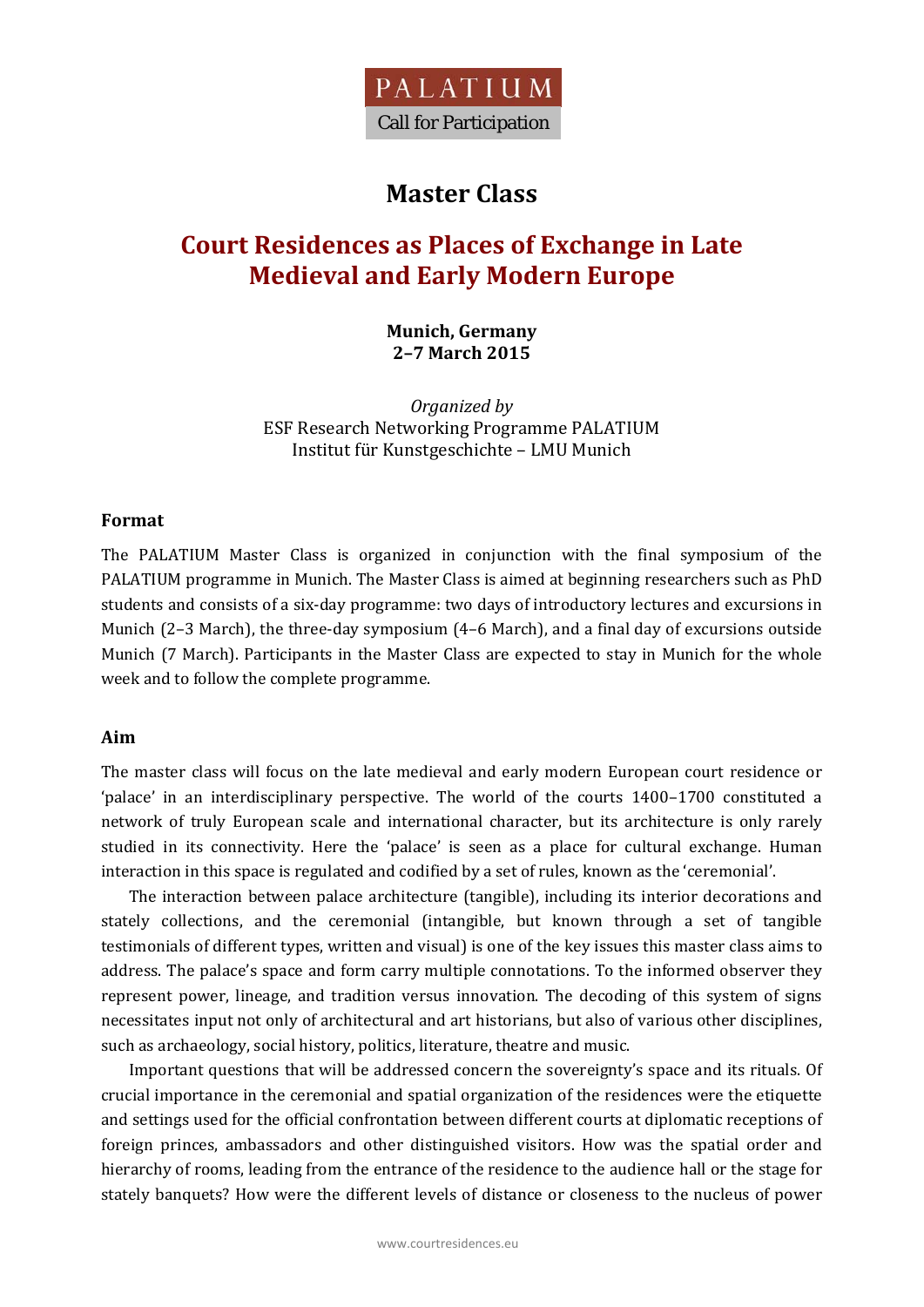PALATIUM

Call for Participation

# Master Class

## Court Residences as Places of Exchange in Late Medieval and Early Modern Europe

**Munich, Germany**
**2–7 March 2015**

*Organized by*
ESF Research Networking Programme PALATIUM
Institut für Kunstgeschichte – LMU Munich

### Format

The PALATIUM Master Class is organized in conjunction with the final symposium of the PALATIUM programme in Munich. The Master Class is aimed at beginning researchers such as PhD students and consists of a six-day programme: two days of introductory lectures and excursions in Munich (2–3 March), the three-day symposium (4–6 March), and a final day of excursions outside Munich (7 March). Participants in the Master Class are expected to stay in Munich for the whole week and to follow the complete programme.

### Aim

The master class will focus on the late medieval and early modern European court residence or 'palace' in an interdisciplinary perspective. The world of the courts 1400–1700 constituted a network of truly European scale and international character, but its architecture is only rarely studied in its connectivity. Here the 'palace' is seen as a place for cultural exchange. Human interaction in this space is regulated and codified by a set of rules, known as the 'ceremonial'.

The interaction between palace architecture (tangible), including its interior decorations and stately collections, and the ceremonial (intangible, but known through a set of tangible testimonials of different types, written and visual) is one of the key issues this master class aims to address. The palace's space and form carry multiple connotations. To the informed observer they represent power, lineage, and tradition versus innovation. The decoding of this system of signs necessitates input not only of architectural and art historians, but also of various other disciplines, such as archaeology, social history, politics, literature, theatre and music.

Important questions that will be addressed concern the sovereignty's space and its rituals. Of crucial importance in the ceremonial and spatial organization of the residences were the etiquette and settings used for the official confrontation between different courts at diplomatic receptions of foreign princes, ambassadors and other distinguished visitors. How was the spatial order and hierarchy of rooms, leading from the entrance of the residence to the audience hall or the stage for stately banquets? How were the different levels of distance or closeness to the nucleus of power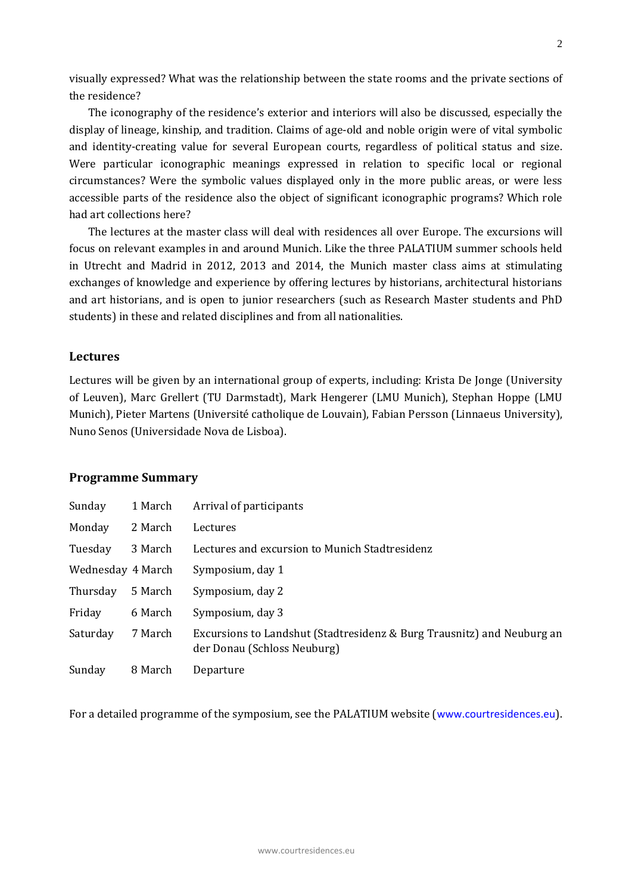visually expressed? What was the relationship between the state rooms and the private sections of the residence?

The iconography of the residence's exterior and interiors will also be discussed, especially the display of lineage, kinship, and tradition. Claims of age-old and noble origin were of vital symbolic and identity-creating value for several European courts, regardless of political status and size. Were particular iconographic meanings expressed in relation to specific local or regional circumstances? Were the symbolic values displayed only in the more public areas, or were less accessible parts of the residence also the object of significant iconographic programs? Which role had art collections here?

The lectures at the master class will deal with residences all over Europe. The excursions will focus on relevant examples in and around Munich. Like the three PALATIUM summer schools held in Utrecht and Madrid in 2012, 2013 and 2014, the Munich master class aims at stimulating exchanges of knowledge and experience by offering lectures by historians, architectural historians and art historians, and is open to junior researchers (such as Research Master students and PhD students) in these and related disciplines and from all nationalities.

## Lectures

Lectures will be given by an international group of experts, including: Krista De Jonge (University of Leuven), Marc Grellert (TU Darmstadt), Mark Hengerer (LMU Munich), Stephan Hoppe (LMU Munich), Pieter Martens (Université catholique de Louvain), Fabian Persson (Linnaeus University), Nuno Senos (Universidade Nova de Lisboa).

## Programme Summary

| | | |
|---|---|---|
| Sunday | 1 March | Arrival of participants |
| Monday | 2 March | Lectures |
| Tuesday | 3 March | Lectures and excursion to Munich Stadtresidenz |
| Wednesday | 4 March | Symposium, day 1 |
| Thursday | 5 March | Symposium, day 2 |
| Friday | 6 March | Symposium, day 3 |
| Saturday | 7 March | Excursions to Landshut (Stadtresidenz & Burg Trausnitz) and Neuburg an der Donau (Schloss Neuburg) |
| Sunday | 8 March | Departure |

For a detailed programme of the symposium, see the PALATIUM website (www.courtresidences.eu).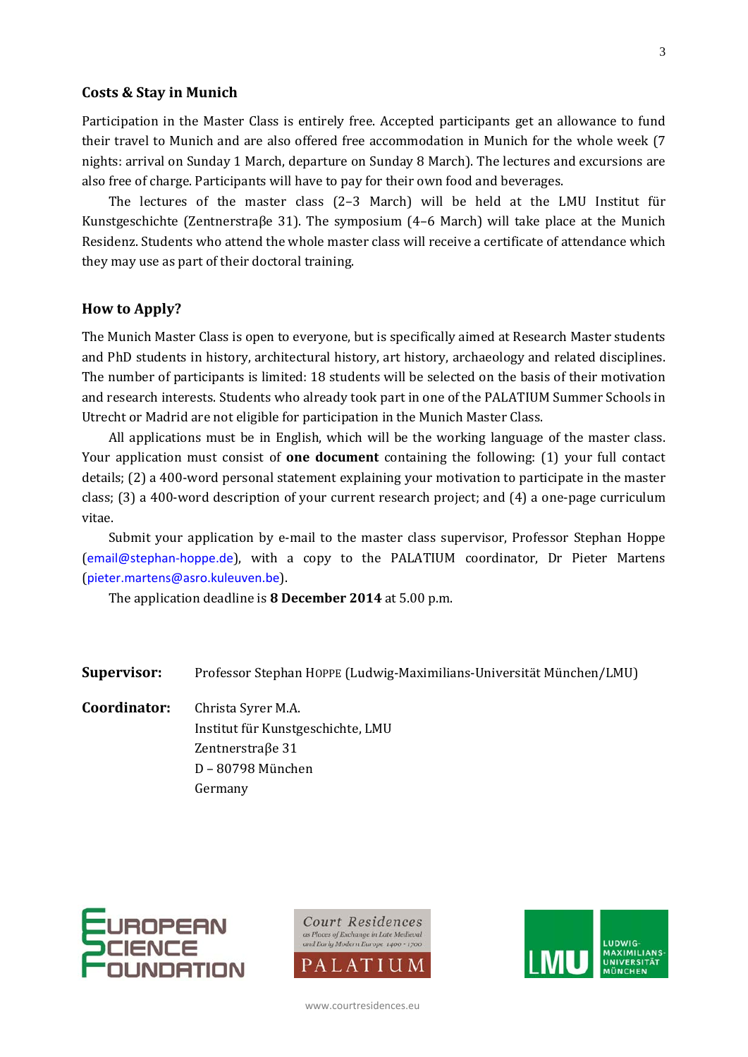## Costs & Stay in Munich

Participation in the Master Class is entirely free. Accepted participants get an allowance to fund their travel to Munich and are also offered free accommodation in Munich for the whole week (7 nights: arrival on Sunday 1 March, departure on Sunday 8 March). The lectures and excursions are also free of charge. Participants will have to pay for their own food and beverages.

The lectures of the master class (2–3 March) will be held at the LMU Institut für Kunstgeschichte (Zentnerstraβe 31). The symposium (4–6 March) will take place at the Munich Residenz. Students who attend the whole master class will receive a certificate of attendance which they may use as part of their doctoral training.

## How to Apply?

The Munich Master Class is open to everyone, but is specifically aimed at Research Master students and PhD students in history, architectural history, art history, archaeology and related disciplines. The number of participants is limited: 18 students will be selected on the basis of their motivation and research interests. Students who already took part in one of the PALATIUM Summer Schools in Utrecht or Madrid are not eligible for participation in the Munich Master Class.

All applications must be in English, which will be the working language of the master class. Your application must consist of **one document** containing the following: (1) your full contact details; (2) a 400-word personal statement explaining your motivation to participate in the master class; (3) a 400-word description of your current research project; and (4) a one-page curriculum vitae.

Submit your application by e-mail to the master class supervisor, Professor Stephan Hoppe (email@stephan-hoppe.de), with a copy to the PALATIUM coordinator, Dr Pieter Martens (pieter.martens@asro.kuleuven.be).

The application deadline is **8 December 2014** at 5.00 p.m.

**Supervisor:** Professor Stephan HOPPE (Ludwig-Maximilians-Universität München/LMU)

**Coordinator:** Christa Syrer M.A.
Institut für Kunstgeschichte, LMU
Zentnerstraβe 31
D – 80798 München
Germany

EUROPEAN SCIENCE FOUNDATION

Court Residences as Places of Exchange in Late Medieval and Early Modern Europe 1400 - 1700
PALATIUM

LMU LUDWIG-MAXIMILIANS-UNIVERSITÄT MÜNCHEN

www.courtresidences.eu